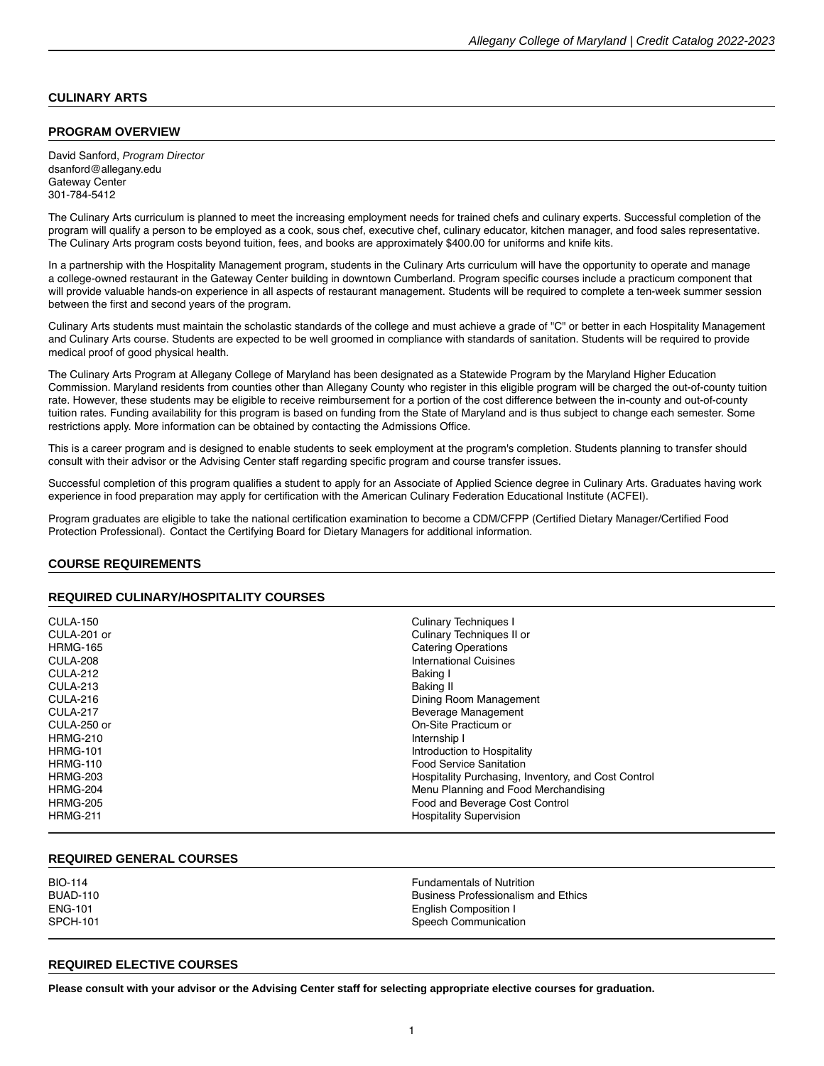# CULINARY ARTS

## PROGRAM OVERVIEW

David Sanford, *Program Director*
dsanford@allegany.edu
Gateway Center
301-784-5412

The Culinary Arts curriculum is planned to meet the increasing employment needs for trained chefs and culinary experts. Successful completion of the program will qualify a person to be employed as a cook, sous chef, executive chef, culinary educator, kitchen manager, and food sales representative. The Culinary Arts program costs beyond tuition, fees, and books are approximately $400.00 for uniforms and knife kits.

In a partnership with the Hospitality Management program, students in the Culinary Arts curriculum will have the opportunity to operate and manage a college-owned restaurant in the Gateway Center building in downtown Cumberland. Program specific courses include a practicum component that will provide valuable hands-on experience in all aspects of restaurant management. Students will be required to complete a ten-week summer session between the first and second years of the program.

Culinary Arts students must maintain the scholastic standards of the college and must achieve a grade of "C" or better in each Hospitality Management and Culinary Arts course. Students are expected to be well groomed in compliance with standards of sanitation. Students will be required to provide medical proof of good physical health.

The Culinary Arts Program at Allegany College of Maryland has been designated as a Statewide Program by the Maryland Higher Education Commission. Maryland residents from counties other than Allegany County who register in this eligible program will be charged the out-of-county tuition rate. However, these students may be eligible to receive reimbursement for a portion of the cost difference between the in-county and out-of-county tuition rates. Funding availability for this program is based on funding from the State of Maryland and is thus subject to change each semester. Some restrictions apply. More information can be obtained by contacting the Admissions Office.

This is a career program and is designed to enable students to seek employment at the program's completion. Students planning to transfer should consult with their advisor or the Advising Center staff regarding specific program and course transfer issues.

Successful completion of this program qualifies a student to apply for an Associate of Applied Science degree in Culinary Arts. Graduates having work experience in food preparation may apply for certification with the American Culinary Federation Educational Institute (ACFEI).

Program graduates are eligible to take the national certification examination to become a CDM/CFPP (Certified Dietary Manager/Certified Food Protection Professional). Contact the Certifying Board for Dietary Managers for additional information.

## COURSE REQUIREMENTS

### REQUIRED CULINARY/HOSPITALITY COURSES

| | |
|---|---|
| CULA-150 | Culinary Techniques I |
| CULA-201 or | Culinary Techniques II or |
| HRMG-165 | Catering Operations |
| CULA-208 | International Cuisines |
| CULA-212 | Baking I |
| CULA-213 | Baking II |
| CULA-216 | Dining Room Management |
| CULA-217 | Beverage Management |
| CULA-250 or | On-Site Practicum or |
| HRMG-210 | Internship I |
| HRMG-101 | Introduction to Hospitality |
| HRMG-110 | Food Service Sanitation |
| HRMG-203 | Hospitality Purchasing, Inventory, and Cost Control |
| HRMG-204 | Menu Planning and Food Merchandising |
| HRMG-205 | Food and Beverage Cost Control |
| HRMG-211 | Hospitality Supervision |

### REQUIRED GENERAL COURSES

| | |
|---|---|
| BIO-114 | Fundamentals of Nutrition |
| BUAD-110 | Business Professionalism and Ethics |
| ENG-101 | English Composition I |
| SPCH-101 | Speech Communication |

### REQUIRED ELECTIVE COURSES

**Please consult with your advisor or the Advising Center staff for selecting appropriate elective courses for graduation.**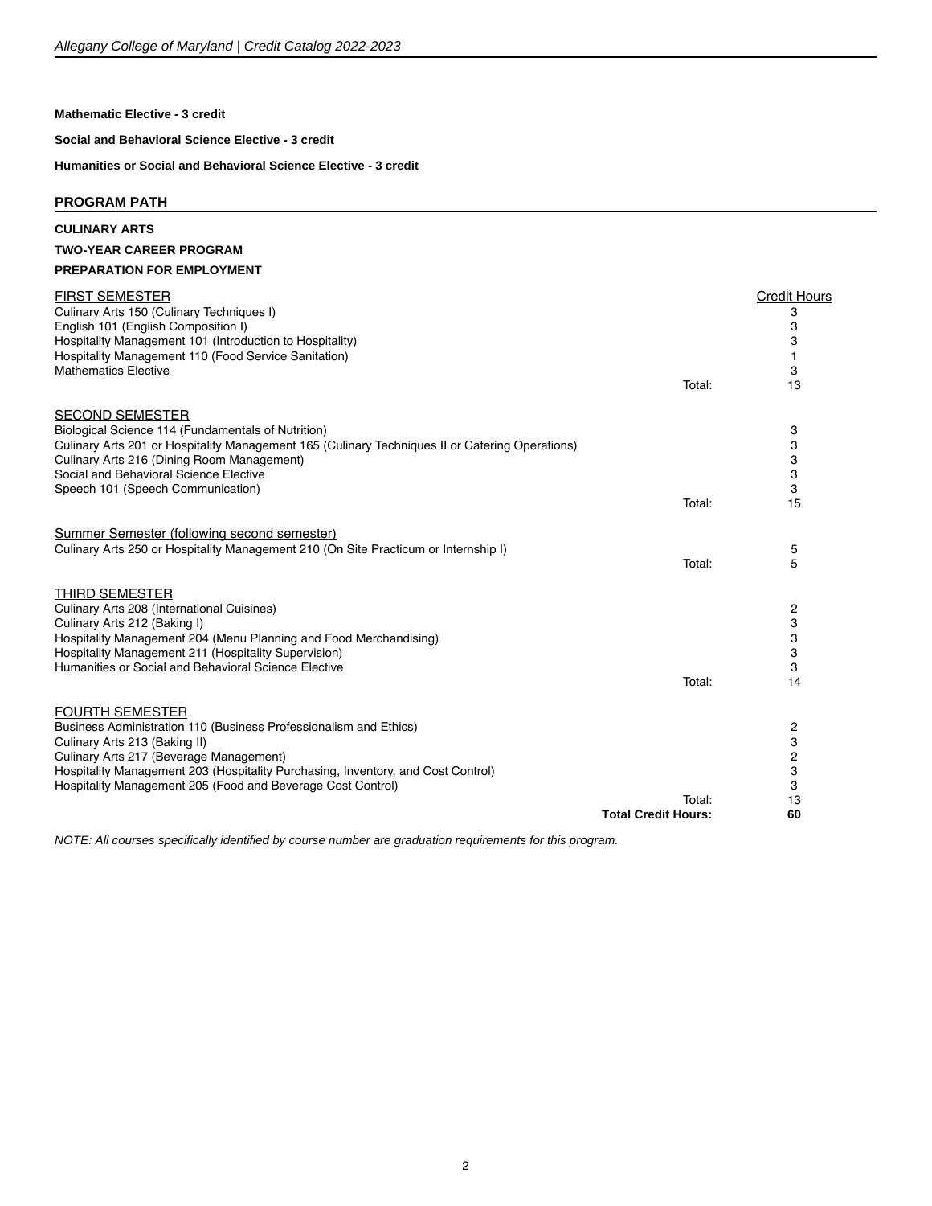**Mathematic Elective - 3 credit**

**Social and Behavioral Science Elective - 3 credit**

**Humanities or Social and Behavioral Science Elective - 3 credit**

## PROGRAM PATH

**CULINARY ARTS**

**TWO-YEAR CAREER PROGRAM**

**PREPARATION FOR EMPLOYMENT**

| FIRST SEMESTER | | Credit Hours |
|---|---|---|
| Culinary Arts 150 (Culinary Techniques I) | | 3 |
| English 101 (English Composition I) | | 3 |
| Hospitality Management 101 (Introduction to Hospitality) | | 3 |
| Hospitality Management 110 (Food Service Sanitation) | | 1 |
| Mathematics Elective | | 3 |
| | Total: | 13 |

| SECOND SEMESTER | | |
|---|---|---|
| Biological Science 114 (Fundamentals of Nutrition) | | 3 |
| Culinary Arts 201 or Hospitality Management 165 (Culinary Techniques II or Catering Operations) | | 3 |
| Culinary Arts 216 (Dining Room Management) | | 3 |
| Social and Behavioral Science Elective | | 3 |
| Speech 101 (Speech Communication) | | 3 |
| | Total: | 15 |

| Summer Semester (following second semester) | | |
|---|---|---|
| Culinary Arts 250 or Hospitality Management 210 (On Site Practicum or Internship I) | | 5 |
| | Total: | 5 |

| THIRD SEMESTER | | |
|---|---|---|
| Culinary Arts 208 (International Cuisines) | | 2 |
| Culinary Arts 212 (Baking I) | | 3 |
| Hospitality Management 204 (Menu Planning and Food Merchandising) | | 3 |
| Hospitality Management 211 (Hospitality Supervision) | | 3 |
| Humanities or Social and Behavioral Science Elective | | 3 |
| | Total: | 14 |

| FOURTH SEMESTER | | |
|---|---|---|
| Business Administration 110 (Business Professionalism and Ethics) | | 2 |
| Culinary Arts 213 (Baking II) | | 3 |
| Culinary Arts 217 (Beverage Management) | | 2 |
| Hospitality Management 203 (Hospitality Purchasing, Inventory, and Cost Control) | | 3 |
| Hospitality Management 205 (Food and Beverage Cost Control) | | 3 |
| | Total: | 13 |
| | **Total Credit Hours:** | **60** |

*NOTE: All courses specifically identified by course number are graduation requirements for this program.*